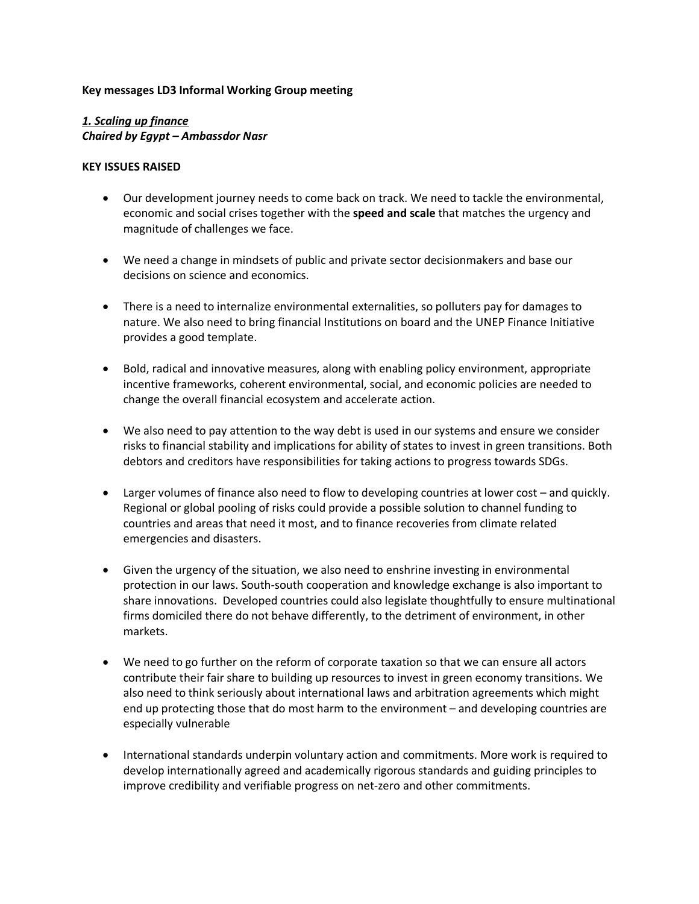**Key messages LD3 Informal Working Group meeting**

***1. Scaling up finance***
***Chaired by Egypt – Ambassdor Nasr***

**KEY ISSUES RAISED**

- Our development journey needs to come back on track. We need to tackle the environmental, economic and social crises together with the **speed and scale** that matches the urgency and magnitude of challenges we face.

- We need a change in mindsets of public and private sector decisionmakers and base our decisions on science and economics.

- There is a need to internalize environmental externalities, so polluters pay for damages to nature. We also need to bring financial Institutions on board and the UNEP Finance Initiative provides a good template.

- Bold, radical and innovative measures, along with enabling policy environment, appropriate incentive frameworks, coherent environmental, social, and economic policies are needed to change the overall financial ecosystem and accelerate action.

- We also need to pay attention to the way debt is used in our systems and ensure we consider risks to financial stability and implications for ability of states to invest in green transitions. Both debtors and creditors have responsibilities for taking actions to progress towards SDGs.

- Larger volumes of finance also need to flow to developing countries at lower cost – and quickly. Regional or global pooling of risks could provide a possible solution to channel funding to countries and areas that need it most, and to finance recoveries from climate related emergencies and disasters.

- Given the urgency of the situation, we also need to enshrine investing in environmental protection in our laws. South-south cooperation and knowledge exchange is also important to share innovations. Developed countries could also legislate thoughtfully to ensure multinational firms domiciled there do not behave differently, to the detriment of environment, in other markets.

- We need to go further on the reform of corporate taxation so that we can ensure all actors contribute their fair share to building up resources to invest in green economy transitions. We also need to think seriously about international laws and arbitration agreements which might end up protecting those that do most harm to the environment – and developing countries are especially vulnerable

- International standards underpin voluntary action and commitments. More work is required to develop internationally agreed and academically rigorous standards and guiding principles to improve credibility and verifiable progress on net-zero and other commitments.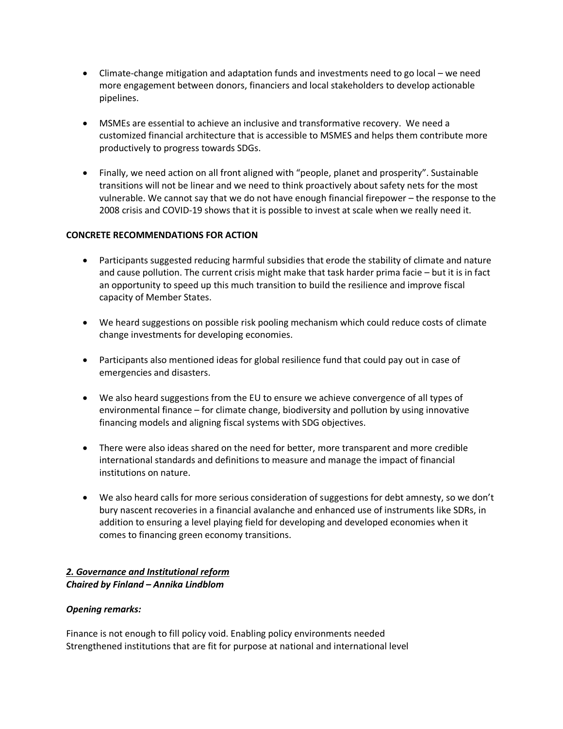- Climate-change mitigation and adaptation funds and investments need to go local – we need more engagement between donors, financiers and local stakeholders to develop actionable pipelines.

- MSMEs are essential to achieve an inclusive and transformative recovery. We need a customized financial architecture that is accessible to MSMES and helps them contribute more productively to progress towards SDGs.

- Finally, we need action on all front aligned with "people, planet and prosperity". Sustainable transitions will not be linear and we need to think proactively about safety nets for the most vulnerable. We cannot say that we do not have enough financial firepower – the response to the 2008 crisis and COVID-19 shows that it is possible to invest at scale when we really need it.

**CONCRETE RECOMMENDATIONS FOR ACTION**

- Participants suggested reducing harmful subsidies that erode the stability of climate and nature and cause pollution. The current crisis might make that task harder prima facie – but it is in fact an opportunity to speed up this much transition to build the resilience and improve fiscal capacity of Member States.

- We heard suggestions on possible risk pooling mechanism which could reduce costs of climate change investments for developing economies.

- Participants also mentioned ideas for global resilience fund that could pay out in case of emergencies and disasters.

- We also heard suggestions from the EU to ensure we achieve convergence of all types of environmental finance – for climate change, biodiversity and pollution by using innovative financing models and aligning fiscal systems with SDG objectives.

- There were also ideas shared on the need for better, more transparent and more credible international standards and definitions to measure and manage the impact of financial institutions on nature.

- We also heard calls for more serious consideration of suggestions for debt amnesty, so we don't bury nascent recoveries in a financial avalanche and enhanced use of instruments like SDRs, in addition to ensuring a level playing field for developing and developed economies when it comes to financing green economy transitions.

***2. Governance and Institutional reform***
***Chaired by Finland – Annika Lindblom***

***Opening remarks:***

Finance is not enough to fill policy void. Enabling policy environments needed
Strengthened institutions that are fit for purpose at national and international level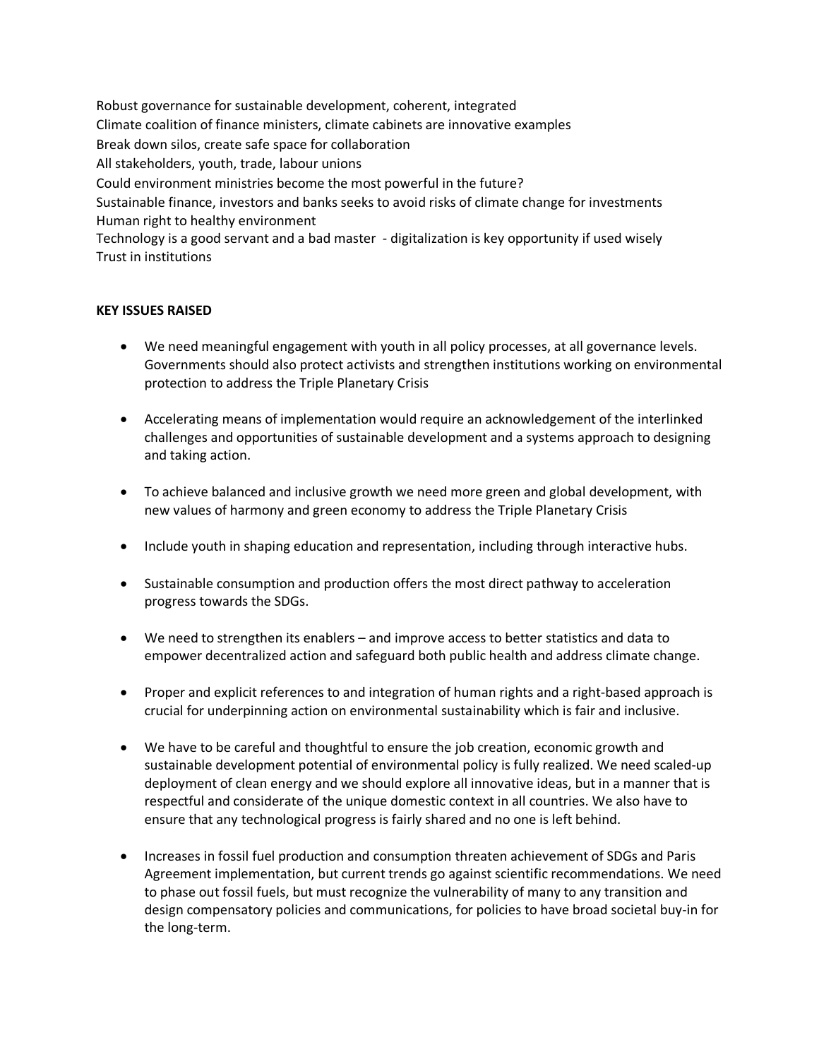Robust governance for sustainable development, coherent, integrated
Climate coalition of finance ministers, climate cabinets are innovative examples
Break down silos, create safe space for collaboration
All stakeholders, youth, trade, labour unions
Could environment ministries become the most powerful in the future?
Sustainable finance, investors and banks seeks to avoid risks of climate change for investments
Human right to healthy environment
Technology is a good servant and a bad master - digitalization is key opportunity if used wisely
Trust in institutions

**KEY ISSUES RAISED**

- We need meaningful engagement with youth in all policy processes, at all governance levels. Governments should also protect activists and strengthen institutions working on environmental protection to address the Triple Planetary Crisis

- Accelerating means of implementation would require an acknowledgement of the interlinked challenges and opportunities of sustainable development and a systems approach to designing and taking action.

- To achieve balanced and inclusive growth we need more green and global development, with new values of harmony and green economy to address the Triple Planetary Crisis

- Include youth in shaping education and representation, including through interactive hubs.

- Sustainable consumption and production offers the most direct pathway to acceleration progress towards the SDGs.

- We need to strengthen its enablers – and improve access to better statistics and data to empower decentralized action and safeguard both public health and address climate change.

- Proper and explicit references to and integration of human rights and a right-based approach is crucial for underpinning action on environmental sustainability which is fair and inclusive.

- We have to be careful and thoughtful to ensure the job creation, economic growth and sustainable development potential of environmental policy is fully realized. We need scaled-up deployment of clean energy and we should explore all innovative ideas, but in a manner that is respectful and considerate of the unique domestic context in all countries. We also have to ensure that any technological progress is fairly shared and no one is left behind.

- Increases in fossil fuel production and consumption threaten achievement of SDGs and Paris Agreement implementation, but current trends go against scientific recommendations. We need to phase out fossil fuels, but must recognize the vulnerability of many to any transition and design compensatory policies and communications, for policies to have broad societal buy-in for the long-term.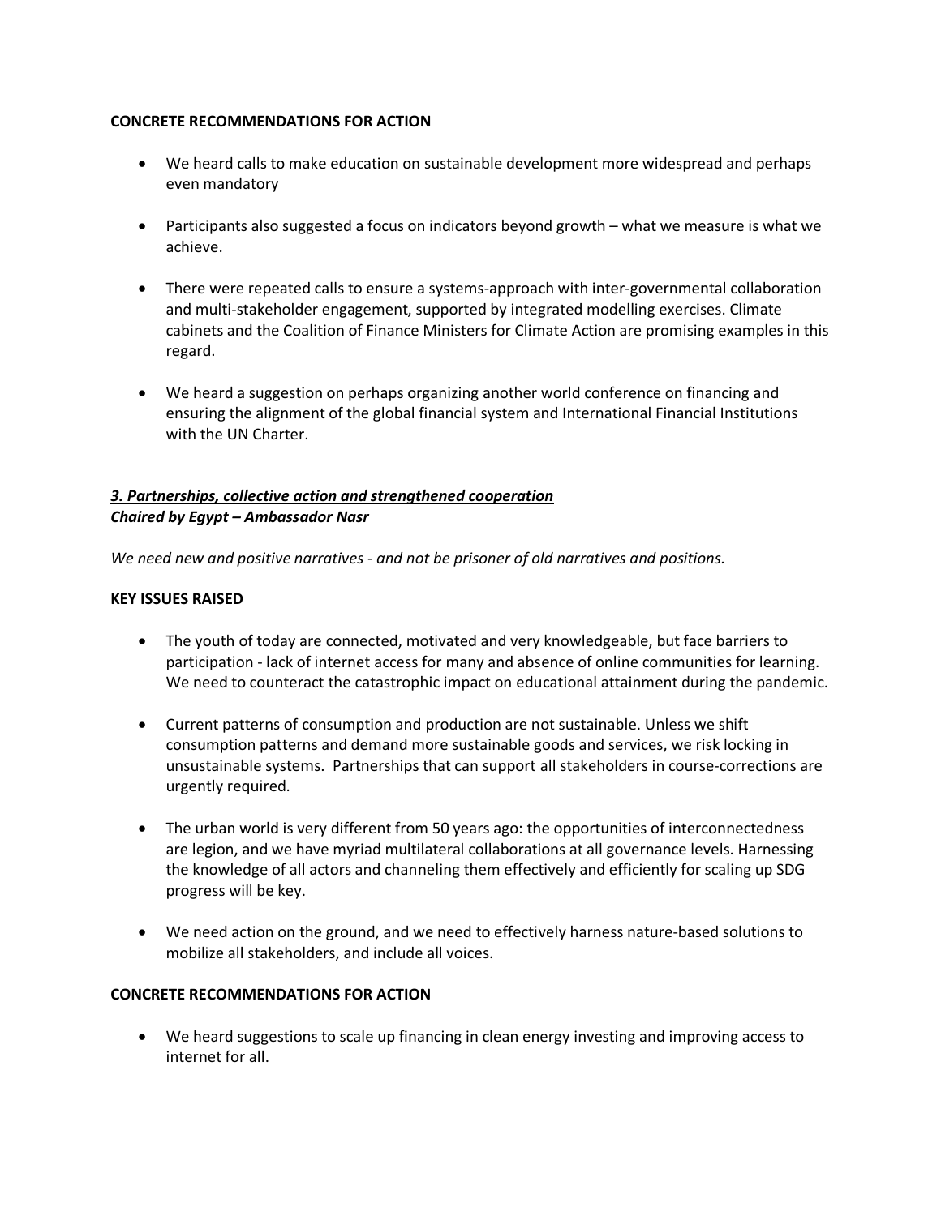**CONCRETE RECOMMENDATIONS FOR ACTION**

- We heard calls to make education on sustainable development more widespread and perhaps even mandatory

- Participants also suggested a focus on indicators beyond growth – what we measure is what we achieve.

- There were repeated calls to ensure a systems-approach with inter-governmental collaboration and multi-stakeholder engagement, supported by integrated modelling exercises. Climate cabinets and the Coalition of Finance Ministers for Climate Action are promising examples in this regard.

- We heard a suggestion on perhaps organizing another world conference on financing and ensuring the alignment of the global financial system and International Financial Institutions with the UN Charter.

### ***3. Partnerships, collective action and strengthened cooperation***
***Chaired by Egypt – Ambassador Nasr***

*We need new and positive narratives - and not be prisoner of old narratives and positions.*

**KEY ISSUES RAISED**

- The youth of today are connected, motivated and very knowledgeable, but face barriers to participation - lack of internet access for many and absence of online communities for learning. We need to counteract the catastrophic impact on educational attainment during the pandemic.

- Current patterns of consumption and production are not sustainable. Unless we shift consumption patterns and demand more sustainable goods and services, we risk locking in unsustainable systems. Partnerships that can support all stakeholders in course-corrections are urgently required.

- The urban world is very different from 50 years ago: the opportunities of interconnectedness are legion, and we have myriad multilateral collaborations at all governance levels. Harnessing the knowledge of all actors and channeling them effectively and efficiently for scaling up SDG progress will be key.

- We need action on the ground, and we need to effectively harness nature-based solutions to mobilize all stakeholders, and include all voices.

**CONCRETE RECOMMENDATIONS FOR ACTION**

- We heard suggestions to scale up financing in clean energy investing and improving access to internet for all.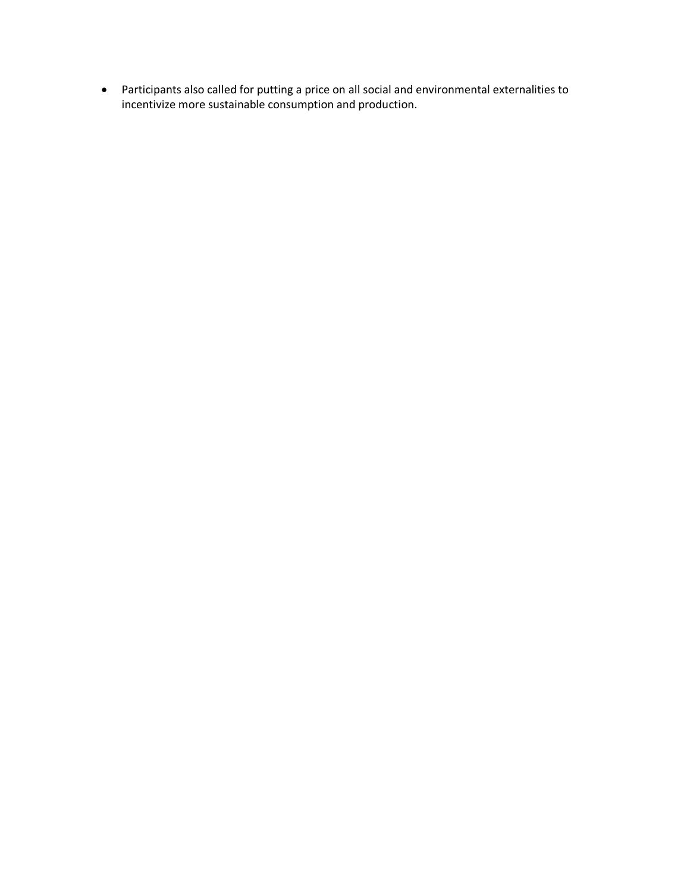- Participants also called for putting a price on all social and environmental externalities to incentivize more sustainable consumption and production.